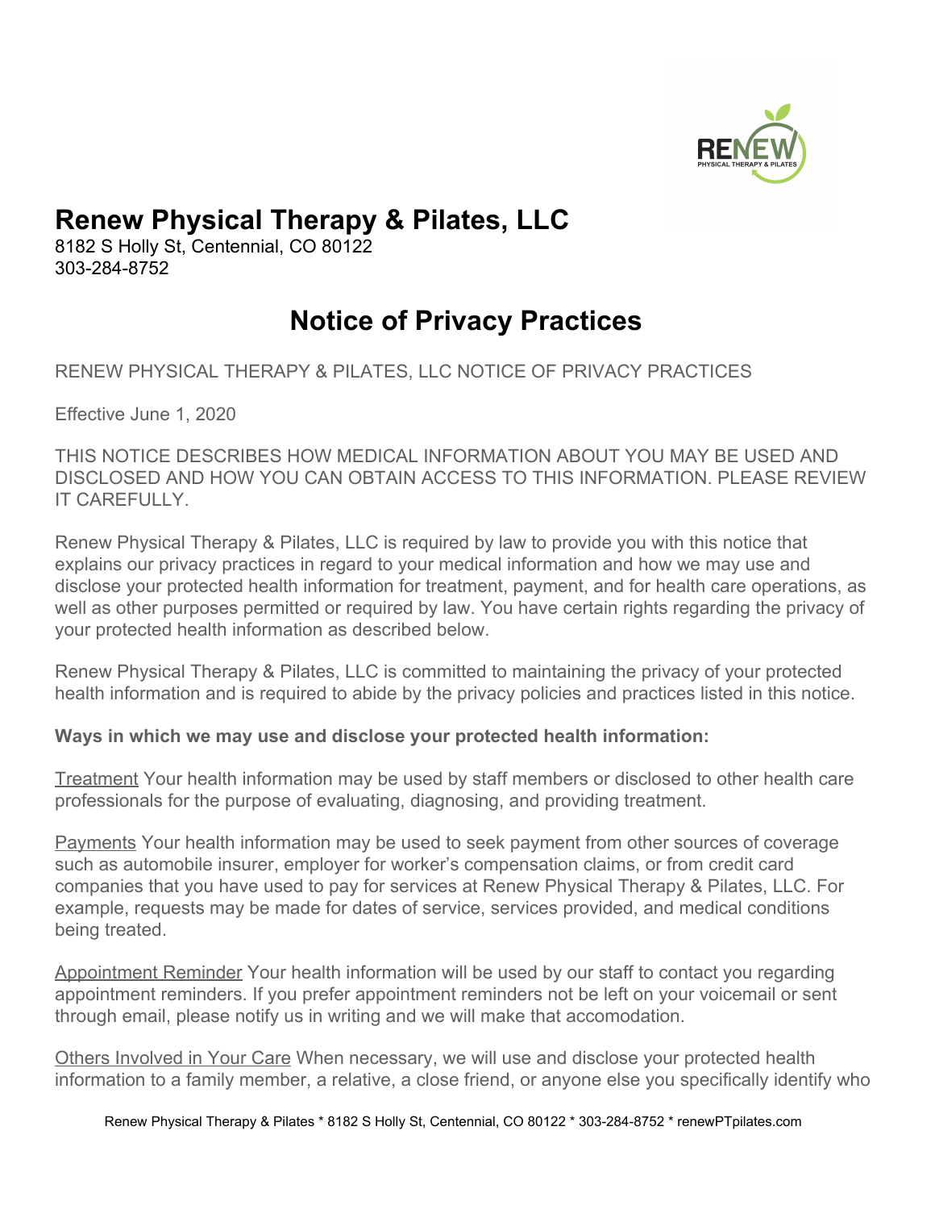# Renew Physical Therapy & Pilates, LLC

8182 S Holly St, Centennial, CO 80122
303-284-8752

## Notice of Privacy Practices

RENEW PHYSICAL THERAPY & PILATES, LLC NOTICE OF PRIVACY PRACTICES

Effective June 1, 2020

THIS NOTICE DESCRIBES HOW MEDICAL INFORMATION ABOUT YOU MAY BE USED AND DISCLOSED AND HOW YOU CAN OBTAIN ACCESS TO THIS INFORMATION. PLEASE REVIEW IT CAREFULLY.

Renew Physical Therapy & Pilates, LLC is required by law to provide you with this notice that explains our privacy practices in regard to your medical information and how we may use and disclose your protected health information for treatment, payment, and for health care operations, as well as other purposes permitted or required by law. You have certain rights regarding the privacy of your protected health information as described below.

Renew Physical Therapy & Pilates, LLC is committed to maintaining the privacy of your protected health information and is required to abide by the privacy policies and practices listed in this notice.

**Ways in which we may use and disclose your protected health information:**

Treatment Your health information may be used by staff members or disclosed to other health care professionals for the purpose of evaluating, diagnosing, and providing treatment.

Payments Your health information may be used to seek payment from other sources of coverage such as automobile insurer, employer for worker's compensation claims, or from credit card companies that you have used to pay for services at Renew Physical Therapy & Pilates, LLC. For example, requests may be made for dates of service, services provided, and medical conditions being treated.

Appointment Reminder Your health information will be used by our staff to contact you regarding appointment reminders. If you prefer appointment reminders not be left on your voicemail or sent through email, please notify us in writing and we will make that accomodation.

Others Involved in Your Care When necessary, we will use and disclose your protected health information to a family member, a relative, a close friend, or anyone else you specifically identify who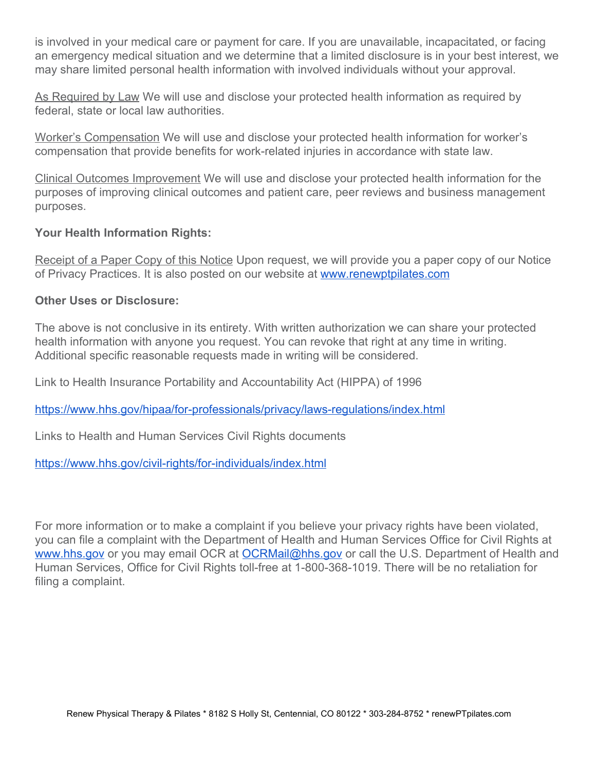is involved in your medical care or payment for care. If you are unavailable, incapacitated, or facing an emergency medical situation and we determine that a limited disclosure is in your best interest, we may share limited personal health information with involved individuals without your approval.

As Required by Law We will use and disclose your protected health information as required by federal, state or local law authorities.

Worker's Compensation We will use and disclose your protected health information for worker's compensation that provide benefits for work-related injuries in accordance with state law.

Clinical Outcomes Improvement We will use and disclose your protected health information for the purposes of improving clinical outcomes and patient care, peer reviews and business management purposes.

**Your Health Information Rights:**

Receipt of a Paper Copy of this Notice Upon request, we will provide you a paper copy of our Notice of Privacy Practices. It is also posted on our website at www.renewptpilates.com

**Other Uses or Disclosure:**

The above is not conclusive in its entirety. With written authorization we can share your protected health information with anyone you request. You can revoke that right at any time in writing. Additional specific reasonable requests made in writing will be considered.

Link to Health Insurance Portability and Accountability Act (HIPPA) of 1996

https://www.hhs.gov/hipaa/for-professionals/privacy/laws-regulations/index.html

Links to Health and Human Services Civil Rights documents

https://www.hhs.gov/civil-rights/for-individuals/index.html

For more information or to make a complaint if you believe your privacy rights have been violated, you can file a complaint with the Department of Health and Human Services Office for Civil Rights at www.hhs.gov or you may email OCR at OCRMail@hhs.gov or call the U.S. Department of Health and Human Services, Office for Civil Rights toll-free at 1-800-368-1019. There will be no retaliation for filing a complaint.